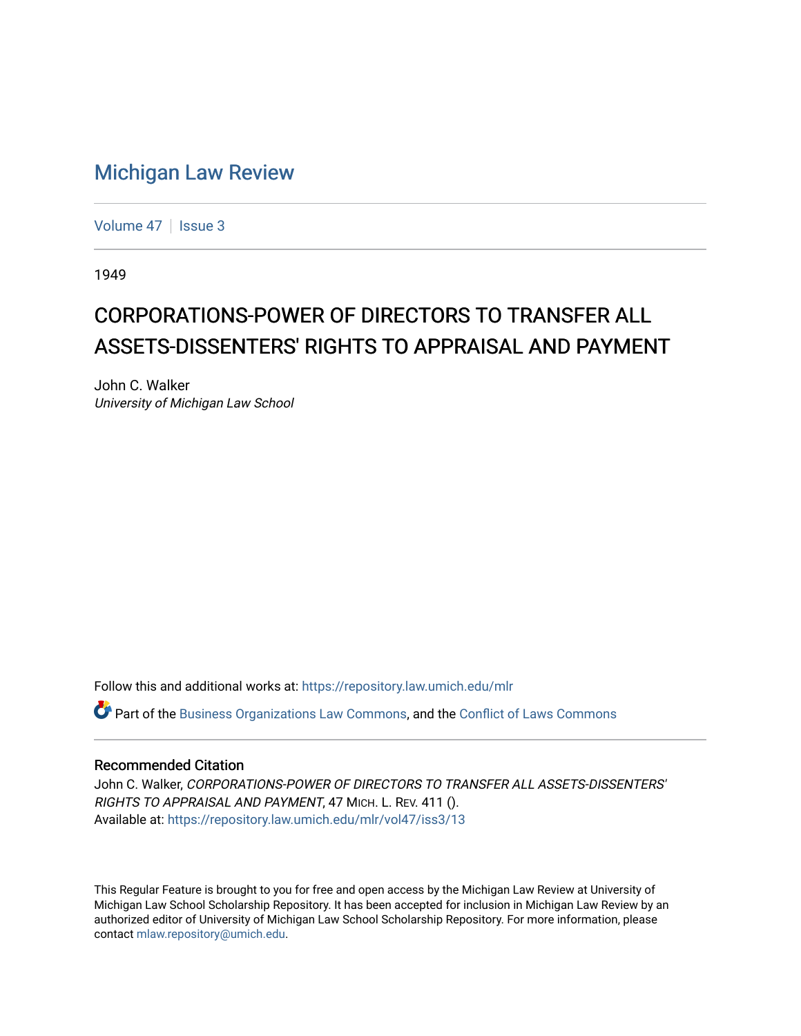# Michigan Law Review

Volume 47 | Issue 3

1949

## CORPORATIONS-POWER OF DIRECTORS TO TRANSFER ALL ASSETS-DISSENTERS' RIGHTS TO APPRAISAL AND PAYMENT

John C. Walker
*University of Michigan Law School*

Follow this and additional works at: https://repository.law.umich.edu/mlr

Part of the Business Organizations Law Commons, and the Conflict of Laws Commons

### Recommended Citation

John C. Walker, *CORPORATIONS-POWER OF DIRECTORS TO TRANSFER ALL ASSETS-DISSENTERS' RIGHTS TO APPRAISAL AND PAYMENT*, 47 MICH. L. REV. 411 ().
Available at: https://repository.law.umich.edu/mlr/vol47/iss3/13

This Regular Feature is brought to you for free and open access by the Michigan Law Review at University of Michigan Law School Scholarship Repository. It has been accepted for inclusion in Michigan Law Review by an authorized editor of University of Michigan Law School Scholarship Repository. For more information, please contact mlaw.repository@umich.edu.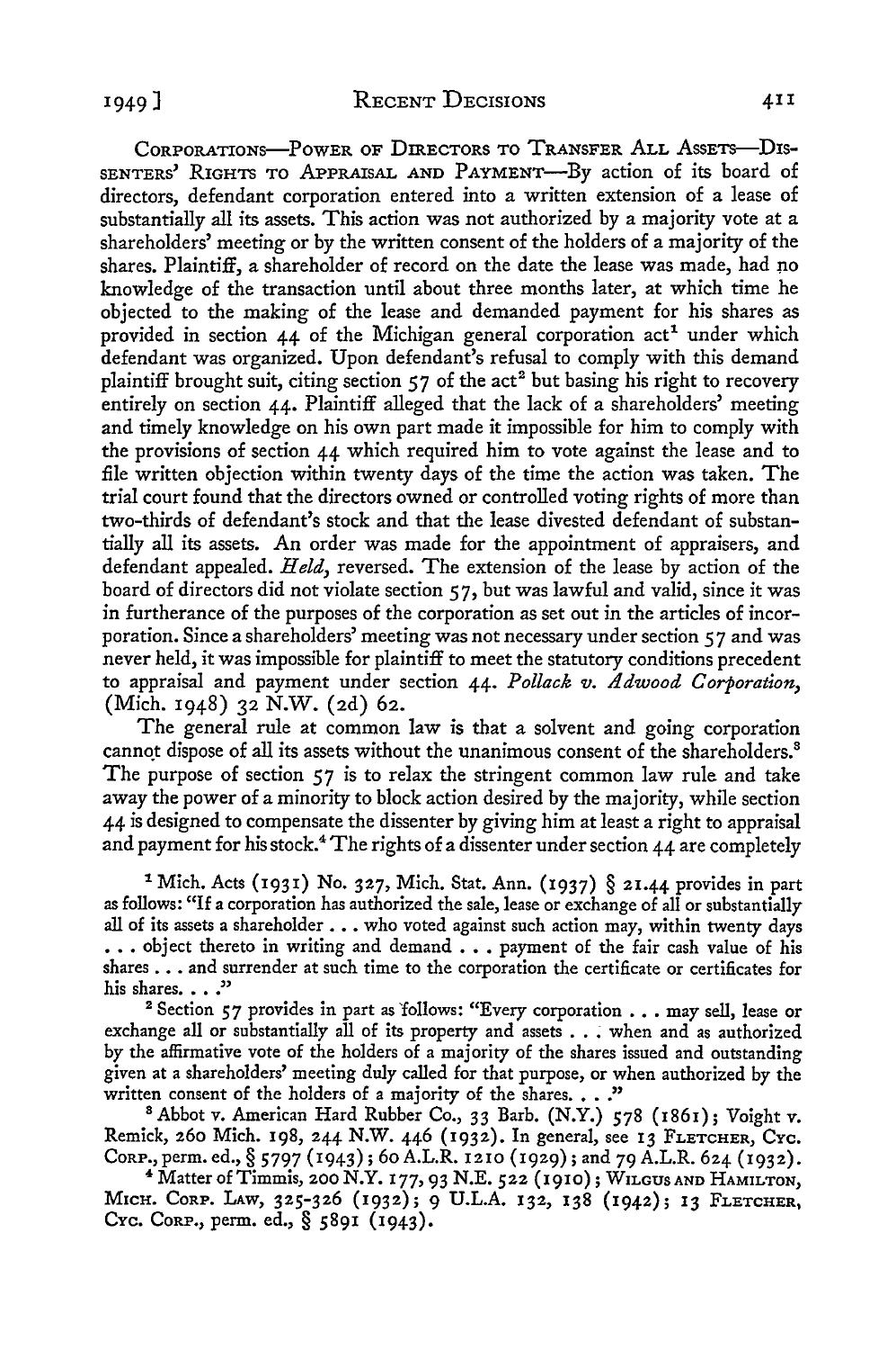CORPORATIONS—POWER OF DIRECTORS TO TRANSFER ALL ASSETS—DISSENTERS' RIGHTS TO APPRAISAL AND PAYMENT—By action of its board of directors, defendant corporation entered into a written extension of a lease of substantially all its assets. This action was not authorized by a majority vote at a shareholders' meeting or by the written consent of the holders of a majority of the shares. Plaintiff, a shareholder of record on the date the lease was made, had no knowledge of the transaction until about three months later, at which time he objected to the making of the lease and demanded payment for his shares as provided in section 44 of the Michigan general corporation act[1] under which defendant was organized. Upon defendant's refusal to comply with this demand plaintiff brought suit, citing section 57 of the act[2] but basing his right to recovery entirely on section 44. Plaintiff alleged that the lack of a shareholders' meeting and timely knowledge on his own part made it impossible for him to comply with the provisions of section 44 which required him to vote against the lease and to file written objection within twenty days of the time the action was taken. The trial court found that the directors owned or controlled voting rights of more than two-thirds of defendant's stock and that the lease divested defendant of substantially all its assets. An order was made for the appointment of appraisers, and defendant appealed. *Held*, reversed. The extension of the lease by action of the board of directors did not violate section 57, but was lawful and valid, since it was in furtherance of the purposes of the corporation as set out in the articles of incorporation. Since a shareholders' meeting was not necessary under section 57 and was never held, it was impossible for plaintiff to meet the statutory conditions precedent to appraisal and payment under section 44. *Pollack v. Adwood Corporation*, (Mich. 1948) 32 N.W. (2d) 62.

The general rule at common law is that a solvent and going corporation cannot dispose of all its assets without the unanimous consent of the shareholders.[3] The purpose of section 57 is to relax the stringent common law rule and take away the power of a minority to block action desired by the majority, while section 44 is designed to compensate the dissenter by giving him at least a right to appraisal and payment for his stock.[4] The rights of a dissenter under section 44 are completely

[1] Mich. Acts (1931) No. 327, Mich. Stat. Ann. (1937) § 21.44 provides in part as follows: "If a corporation has authorized the sale, lease or exchange of all or substantially all of its assets a shareholder . . . who voted against such action may, within twenty days . . . object thereto in writing and demand . . . payment of the fair cash value of his shares . . . and surrender at such time to the corporation the certificate or certificates for his shares. . . ."

[2] Section 57 provides in part as follows: "Every corporation . . . may sell, lease or exchange all or substantially all of its property and assets . . . when and as authorized by the affirmative vote of the holders of a majority of the shares issued and outstanding given at a shareholders' meeting duly called for that purpose, or when authorized by the written consent of the holders of a majority of the shares. . . ."

[3] Abbot v. American Hard Rubber Co., 33 Barb. (N.Y.) 578 (1861); Voight v. Remick, 260 Mich. 198, 244 N.W. 446 (1932). In general, see 13 FLETCHER, CYC. CORP., perm. ed., § 5797 (1943); 60 A.L.R. 1210 (1929); and 79 A.L.R. 624 (1932).

[4] Matter of Timmis, 200 N.Y. 177, 93 N.E. 522 (1910); WILGUS AND HAMILTON, MICH. CORP. LAW, 325-326 (1932); 9 U.L.A. 132, 138 (1942); 13 FLETCHER, CYC. CORP., perm. ed., § 5891 (1943).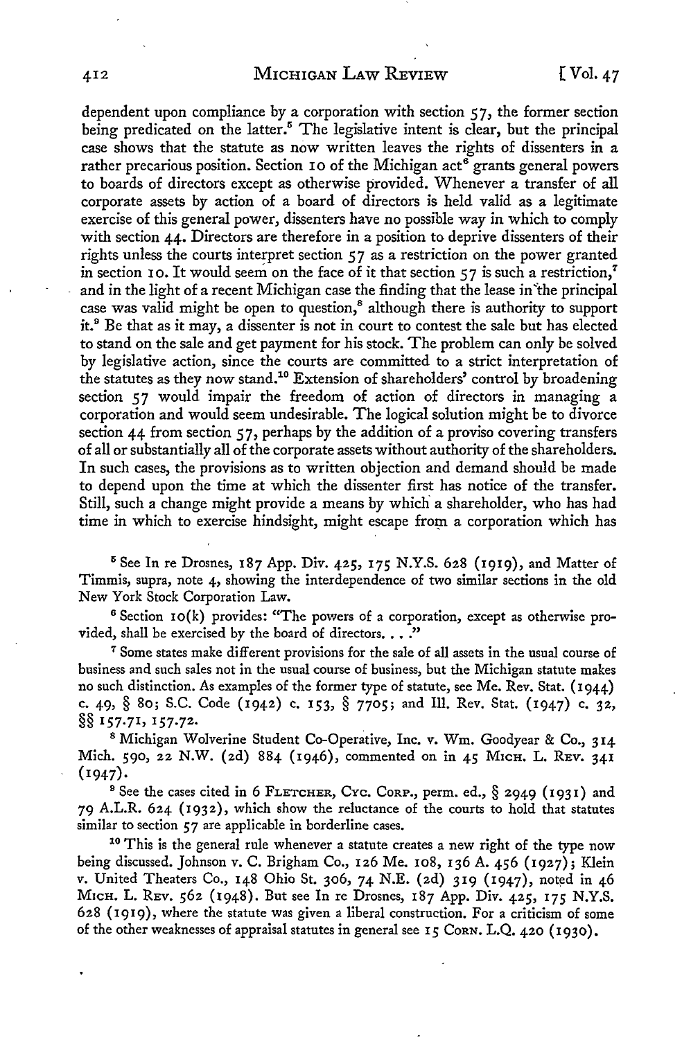dependent upon compliance by a corporation with section 57, the former section being predicated on the latter.[5] The legislative intent is clear, but the principal case shows that the statute as now written leaves the rights of dissenters in a rather precarious position. Section 10 of the Michigan act[6] grants general powers to boards of directors except as otherwise provided. Whenever a transfer of all corporate assets by action of a board of directors is held valid as a legitimate exercise of this general power, dissenters have no possible way in which to comply with section 44. Directors are therefore in a position to deprive dissenters of their rights unless the courts interpret section 57 as a restriction on the power granted in section 10. It would seem on the face of it that section 57 is such a restriction,[7] and in the light of a recent Michigan case the finding that the lease in the principal case was valid might be open to question,[8] although there is authority to support it.[9] Be that as it may, a dissenter is not in court to contest the sale but has elected to stand on the sale and get payment for his stock. The problem can only be solved by legislative action, since the courts are committed to a strict interpretation of the statutes as they now stand.[10] Extension of shareholders' control by broadening section 57 would impair the freedom of action of directors in managing a corporation and would seem undesirable. The logical solution might be to divorce section 44 from section 57, perhaps by the addition of a proviso covering transfers of all or substantially all of the corporate assets without authority of the shareholders. In such cases, the provisions as to written objection and demand should be made to depend upon the time at which the dissenter first has notice of the transfer. Still, such a change might provide a means by which a shareholder, who has had time in which to exercise hindsight, might escape from a corporation which has

---

[5] See In re Drosnes, 187 App. Div. 425, 175 N.Y.S. 628 (1919), and Matter of Timmis, supra, note 4, showing the interdependence of two similar sections in the old New York Stock Corporation Law.

[6] Section 10(k) provides: "The powers of a corporation, except as otherwise provided, shall be exercised by the board of directors. . . ."

[7] Some states make different provisions for the sale of all assets in the usual course of business and such sales not in the usual course of business, but the Michigan statute makes no such distinction. As examples of the former type of statute, see Me. Rev. Stat. (1944) c. 49, § 80; S.C. Code (1942) c. 153, § 7705; and Ill. Rev. Stat. (1947) c. 32, §§ 157.71, 157.72.

[8] Michigan Wolverine Student Co-Operative, Inc. v. Wm. Goodyear & Co., 314 Mich. 590, 22 N.W. (2d) 884 (1946), commented on in 45 MICH. L. REV. 341 (1947).

[9] See the cases cited in 6 FLETCHER, CYC. CORP., perm. ed., § 2949 (1931) and 79 A.L.R. 624 (1932), which show the reluctance of the courts to hold that statutes similar to section 57 are applicable in borderline cases.

[10] This is the general rule whenever a statute creates a new right of the type now being discussed. Johnson v. C. Brigham Co., 126 Me. 108, 136 A. 456 (1927); Klein v. United Theaters Co., 148 Ohio St. 306, 74 N.E. (2d) 319 (1947), noted in 46 MICH. L. REV. 562 (1948). But see In re Drosnes, 187 App. Div. 425, 175 N.Y.S. 628 (1919), where the statute was given a liberal construction. For a criticism of some of the other weaknesses of appraisal statutes in general see 15 CORN. L.Q. 420 (1930).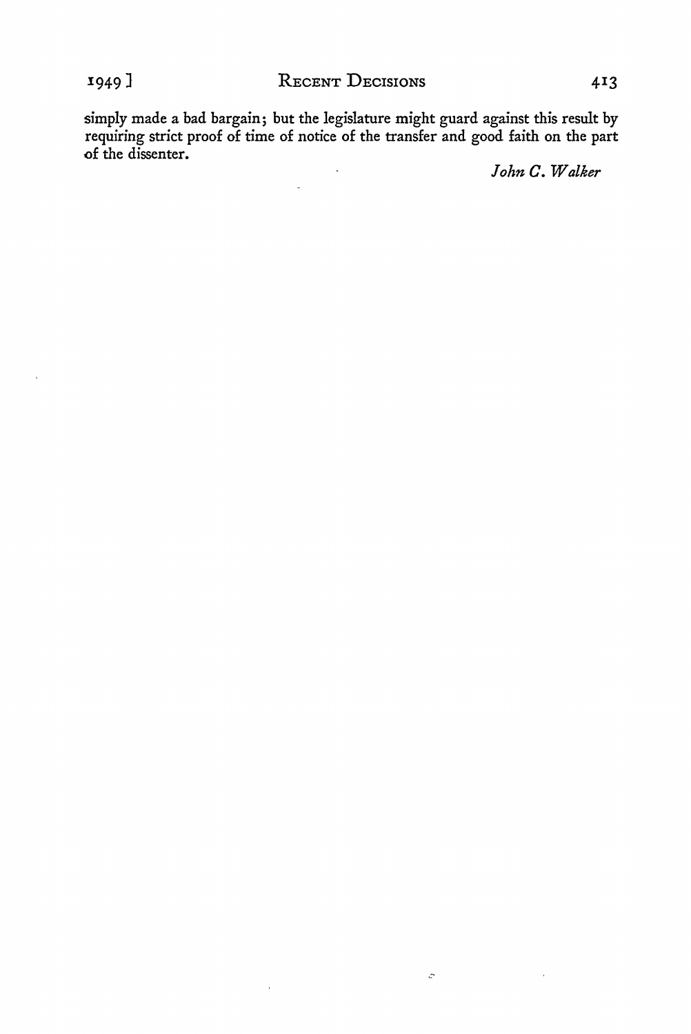simply made a bad bargain; but the legislature might guard against this result by requiring strict proof of time of notice of the transfer and good faith on the part of the dissenter.

*John C. Walker*